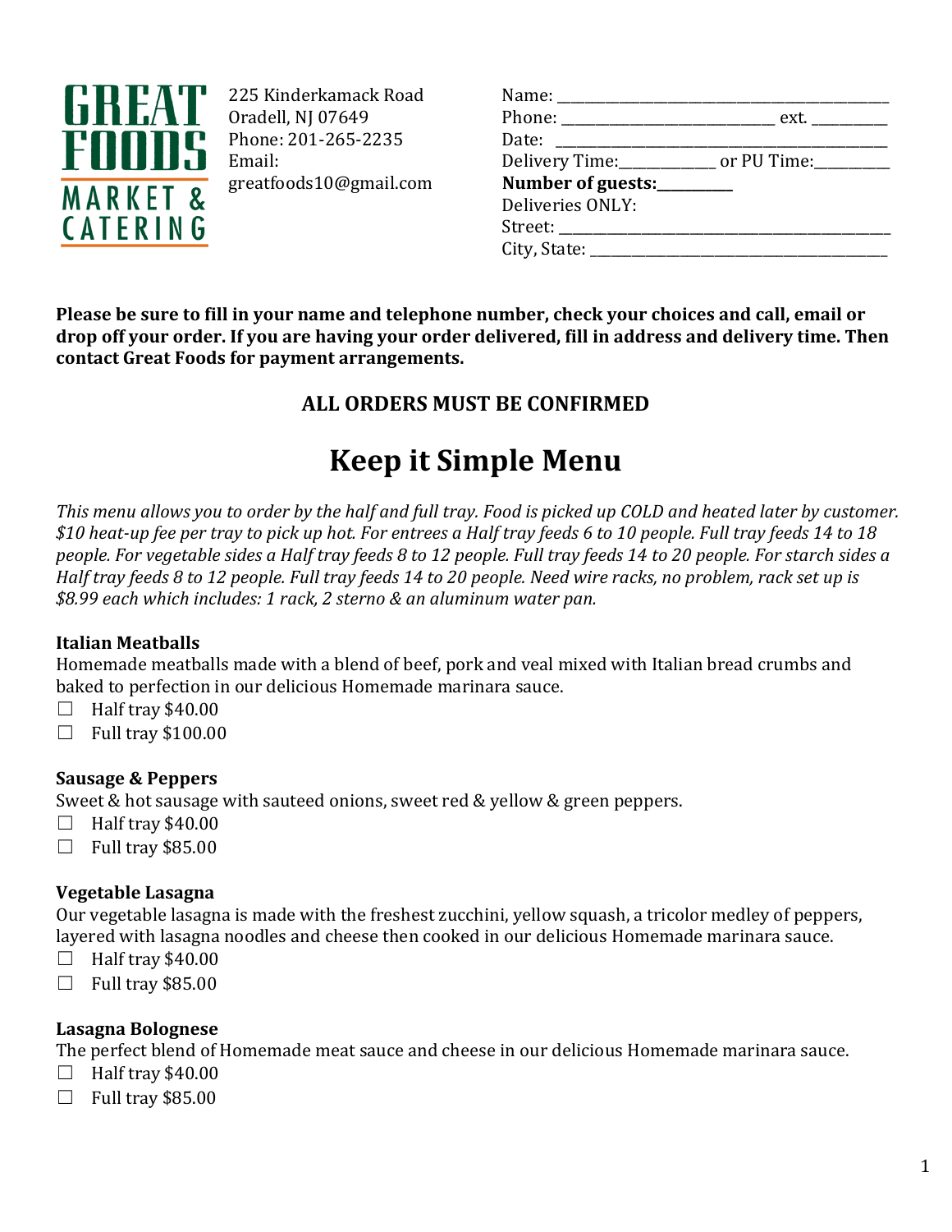GREAT FOODS MARKET & CATERING

225 Kinderkamack Road
Oradell, NJ 07649
Phone: 201-265-2235
Email:
greatfoods10@gmail.com

Name: ___________________________________________
Phone: ___________________________ ext. __________
Date: ___________________________________________
Delivery Time:_____________ or PU Time:__________
**Number of guests:__________**
Deliveries ONLY:
Street: __________________________________________
City, State: ______________________________________

**Please be sure to fill in your name and telephone number, check your choices and call, email or drop off your order. If you are having your order delivered, fill in address and delivery time. Then contact Great Foods for payment arrangements.**

**ALL ORDERS MUST BE CONFIRMED**

# Keep it Simple Menu

*This menu allows you to order by the half and full tray. Food is picked up COLD and heated later by customer. $10 heat-up fee per tray to pick up hot. For entrees a Half tray feeds 6 to 10 people. Full tray feeds 14 to 18 people. For vegetable sides a Half tray feeds 8 to 12 people. Full tray feeds 14 to 20 people. For starch sides a Half tray feeds 8 to 12 people. Full tray feeds 14 to 20 people. Need wire racks, no problem, rack set up is $8.99 each which includes: 1 rack, 2 sterno & an aluminum water pan.*

**Italian Meatballs**
Homemade meatballs made with a blend of beef, pork and veal mixed with Italian bread crumbs and baked to perfection in our delicious Homemade marinara sauce.

☐ Half tray $40.00
☐ Full tray $100.00

**Sausage & Peppers**
Sweet & hot sausage with sauteed onions, sweet red & yellow & green peppers.

☐ Half tray $40.00
☐ Full tray $85.00

**Vegetable Lasagna**
Our vegetable lasagna is made with the freshest zucchini, yellow squash, a tricolor medley of peppers, layered with lasagna noodles and cheese then cooked in our delicious Homemade marinara sauce.

☐ Half tray $40.00
☐ Full tray $85.00

**Lasagna Bolognese**
The perfect blend of Homemade meat sauce and cheese in our delicious Homemade marinara sauce.

☐ Half tray $40.00
☐ Full tray $85.00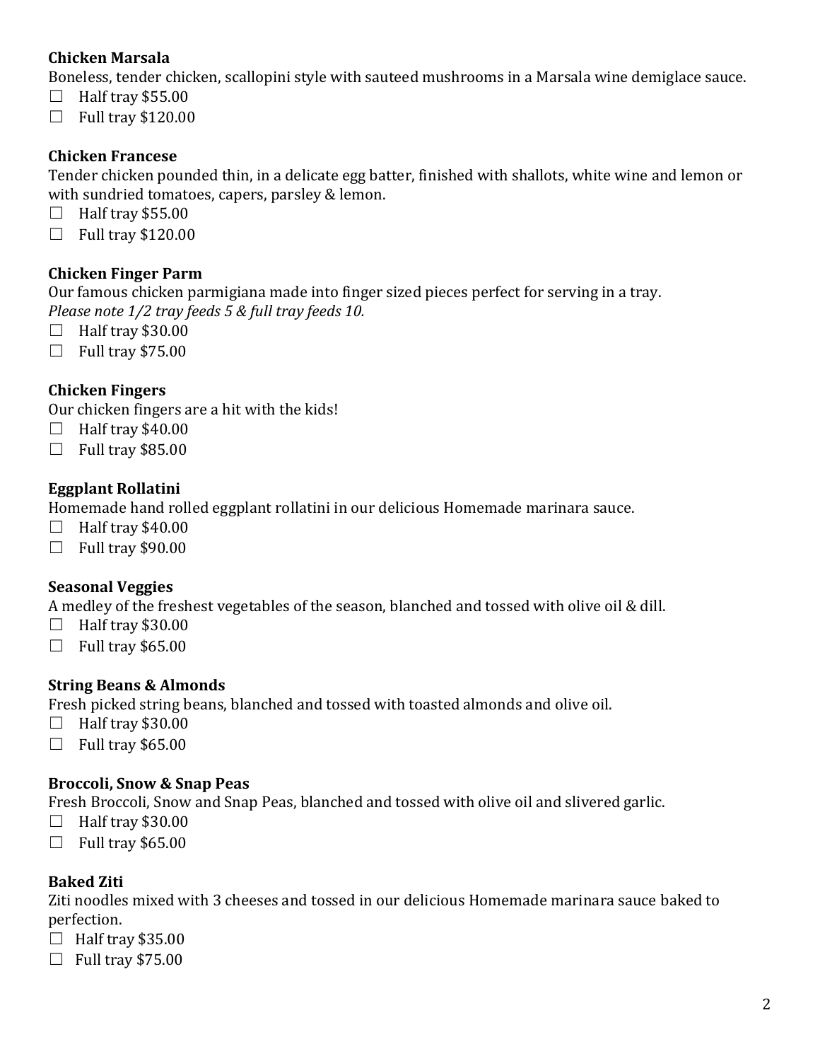**Chicken Marsala**

Boneless, tender chicken, scallopini style with sauteed mushrooms in a Marsala wine demiglace sauce.

- ☐ Half tray $55.00
- ☐ Full tray $120.00

**Chicken Francese**

Tender chicken pounded thin, in a delicate egg batter, finished with shallots, white wine and lemon or with sundried tomatoes, capers, parsley & lemon.

- ☐ Half tray $55.00
- ☐ Full tray $120.00

**Chicken Finger Parm**

Our famous chicken parmigiana made into finger sized pieces perfect for serving in a tray.
*Please note 1/2 tray feeds 5 & full tray feeds 10.*

- ☐ Half tray $30.00
- ☐ Full tray $75.00

**Chicken Fingers**

Our chicken fingers are a hit with the kids!

- ☐ Half tray $40.00
- ☐ Full tray $85.00

**Eggplant Rollatini**

Homemade hand rolled eggplant rollatini in our delicious Homemade marinara sauce.

- ☐ Half tray $40.00
- ☐ Full tray $90.00

**Seasonal Veggies**

A medley of the freshest vegetables of the season, blanched and tossed with olive oil & dill.

- ☐ Half tray $30.00
- ☐ Full tray $65.00

**String Beans & Almonds**

Fresh picked string beans, blanched and tossed with toasted almonds and olive oil.

- ☐ Half tray $30.00
- ☐ Full tray $65.00

**Broccoli, Snow & Snap Peas**

Fresh Broccoli, Snow and Snap Peas, blanched and tossed with olive oil and slivered garlic.

- ☐ Half tray $30.00
- ☐ Full tray $65.00

**Baked Ziti**

Ziti noodles mixed with 3 cheeses and tossed in our delicious Homemade marinara sauce baked to perfection.

- ☐ Half tray $35.00
- ☐ Full tray $75.00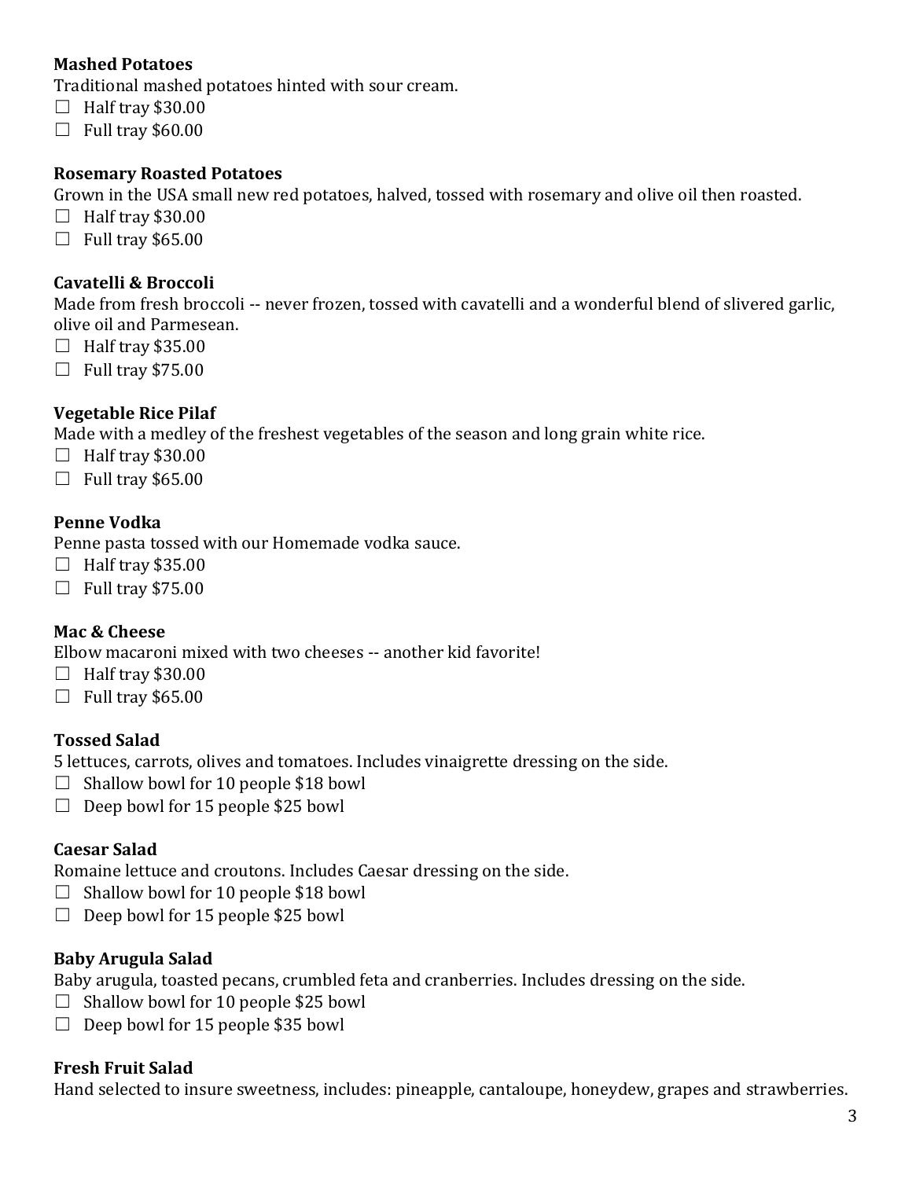**Mashed Potatoes**

Traditional mashed potatoes hinted with sour cream.

- ☐ Half tray $30.00
- ☐ Full tray $60.00

**Rosemary Roasted Potatoes**

Grown in the USA small new red potatoes, halved, tossed with rosemary and olive oil then roasted.

- ☐ Half tray $30.00
- ☐ Full tray $65.00

**Cavatelli & Broccoli**

Made from fresh broccoli -- never frozen, tossed with cavatelli and a wonderful blend of slivered garlic, olive oil and Parmesean.

- ☐ Half tray $35.00
- ☐ Full tray $75.00

**Vegetable Rice Pilaf**

Made with a medley of the freshest vegetables of the season and long grain white rice.

- ☐ Half tray $30.00
- ☐ Full tray $65.00

**Penne Vodka**

Penne pasta tossed with our Homemade vodka sauce.

- ☐ Half tray $35.00
- ☐ Full tray $75.00

**Mac & Cheese**

Elbow macaroni mixed with two cheeses -- another kid favorite!

- ☐ Half tray $30.00
- ☐ Full tray $65.00

**Tossed Salad**

5 lettuces, carrots, olives and tomatoes. Includes vinaigrette dressing on the side.

- ☐ Shallow bowl for 10 people $18 bowl
- ☐ Deep bowl for 15 people $25 bowl

**Caesar Salad**

Romaine lettuce and croutons. Includes Caesar dressing on the side.

- ☐ Shallow bowl for 10 people $18 bowl
- ☐ Deep bowl for 15 people $25 bowl

**Baby Arugula Salad**

Baby arugula, toasted pecans, crumbled feta and cranberries. Includes dressing on the side.

- ☐ Shallow bowl for 10 people $25 bowl
- ☐ Deep bowl for 15 people $35 bowl

**Fresh Fruit Salad**

Hand selected to insure sweetness, includes: pineapple, cantaloupe, honeydew, grapes and strawberries.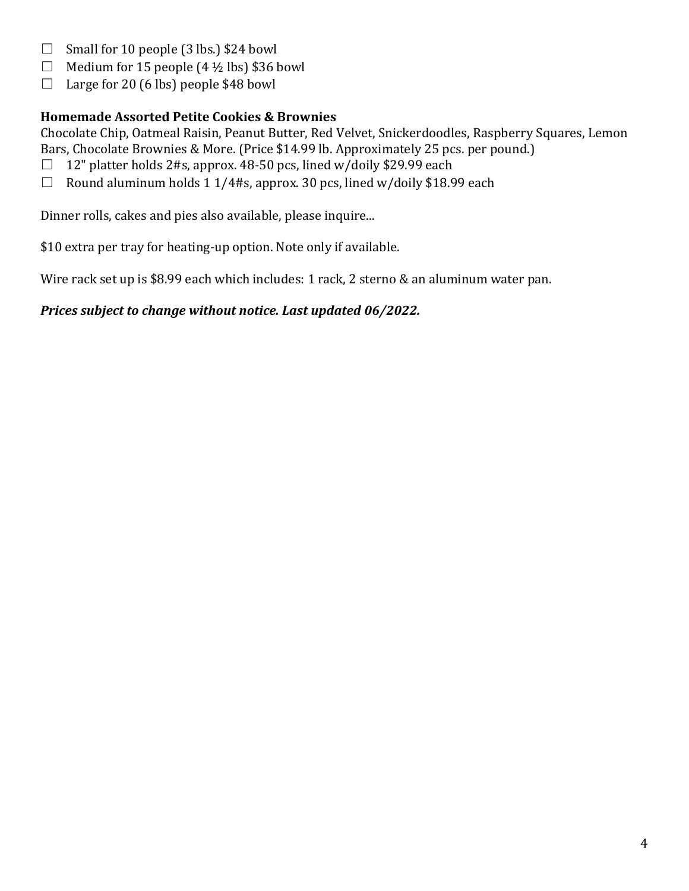- ☐ Small for 10 people (3 lbs.) $24 bowl
- ☐ Medium for 15 people (4 ½ lbs) $36 bowl
- ☐ Large for 20 (6 lbs) people $48 bowl

**Homemade Assorted Petite Cookies & Brownies**

Chocolate Chip, Oatmeal Raisin, Peanut Butter, Red Velvet, Snickerdoodles, Raspberry Squares, Lemon Bars, Chocolate Brownies & More. (Price $14.99 lb. Approximately 25 pcs. per pound.)

- ☐ 12" platter holds 2#s, approx. 48-50 pcs, lined w/doily $29.99 each
- ☐ Round aluminum holds 1 1/4#s, approx. 30 pcs, lined w/doily $18.99 each

Dinner rolls, cakes and pies also available, please inquire...

$10 extra per tray for heating-up option. Note only if available.

Wire rack set up is $8.99 each which includes: 1 rack, 2 sterno & an aluminum water pan.

***Prices subject to change without notice. Last updated 06/2022.***